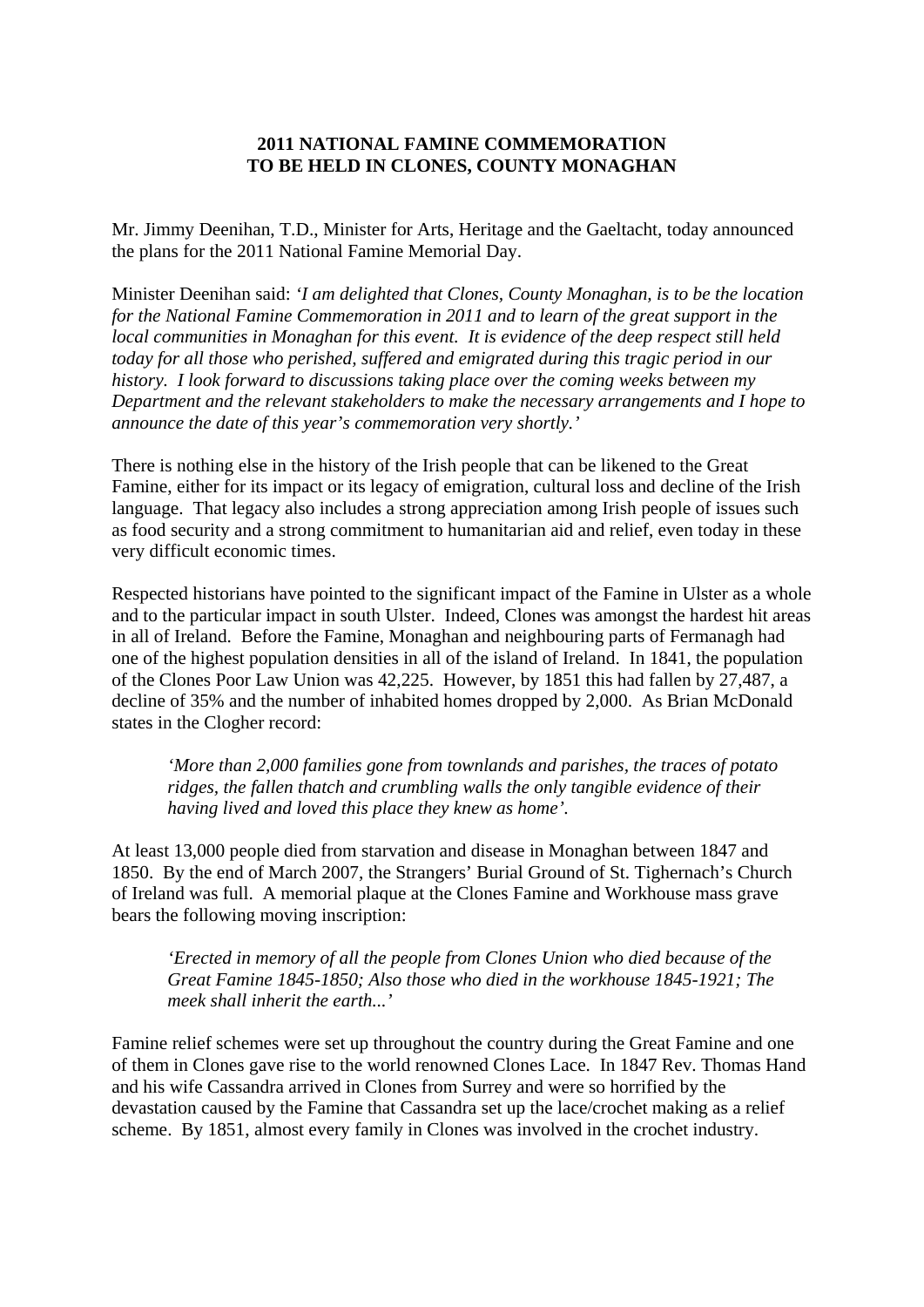# 2011 NATIONAL FAMINE COMMEMORATION
# TO BE HELD IN CLONES, COUNTY MONAGHAN

Mr. Jimmy Deenihan, T.D., Minister for Arts, Heritage and the Gaeltacht, today announced the plans for the 2011 National Famine Memorial Day.

Minister Deenihan said: *'I am delighted that Clones, County Monaghan, is to be the location for the National Famine Commemoration in 2011 and to learn of the great support in the local communities in Monaghan for this event. It is evidence of the deep respect still held today for all those who perished, suffered and emigrated during this tragic period in our history. I look forward to discussions taking place over the coming weeks between my Department and the relevant stakeholders to make the necessary arrangements and I hope to announce the date of this year's commemoration very shortly.'*

There is nothing else in the history of the Irish people that can be likened to the Great Famine, either for its impact or its legacy of emigration, cultural loss and decline of the Irish language. That legacy also includes a strong appreciation among Irish people of issues such as food security and a strong commitment to humanitarian aid and relief, even today in these very difficult economic times.

Respected historians have pointed to the significant impact of the Famine in Ulster as a whole and to the particular impact in south Ulster. Indeed, Clones was amongst the hardest hit areas in all of Ireland. Before the Famine, Monaghan and neighbouring parts of Fermanagh had one of the highest population densities in all of the island of Ireland. In 1841, the population of the Clones Poor Law Union was 42,225. However, by 1851 this had fallen by 27,487, a decline of 35% and the number of inhabited homes dropped by 2,000. As Brian McDonald states in the Clogher record:

> *'More than 2,000 families gone from townlands and parishes, the traces of potato ridges, the fallen thatch and crumbling walls the only tangible evidence of their having lived and loved this place they knew as home'.*

At least 13,000 people died from starvation and disease in Monaghan between 1847 and 1850. By the end of March 2007, the Strangers' Burial Ground of St. Tighernach's Church of Ireland was full. A memorial plaque at the Clones Famine and Workhouse mass grave bears the following moving inscription:

> *'Erected in memory of all the people from Clones Union who died because of the Great Famine 1845-1850; Also those who died in the workhouse 1845-1921; The meek shall inherit the earth...'*

Famine relief schemes were set up throughout the country during the Great Famine and one of them in Clones gave rise to the world renowned Clones Lace. In 1847 Rev. Thomas Hand and his wife Cassandra arrived in Clones from Surrey and were so horrified by the devastation caused by the Famine that Cassandra set up the lace/crochet making as a relief scheme. By 1851, almost every family in Clones was involved in the crochet industry.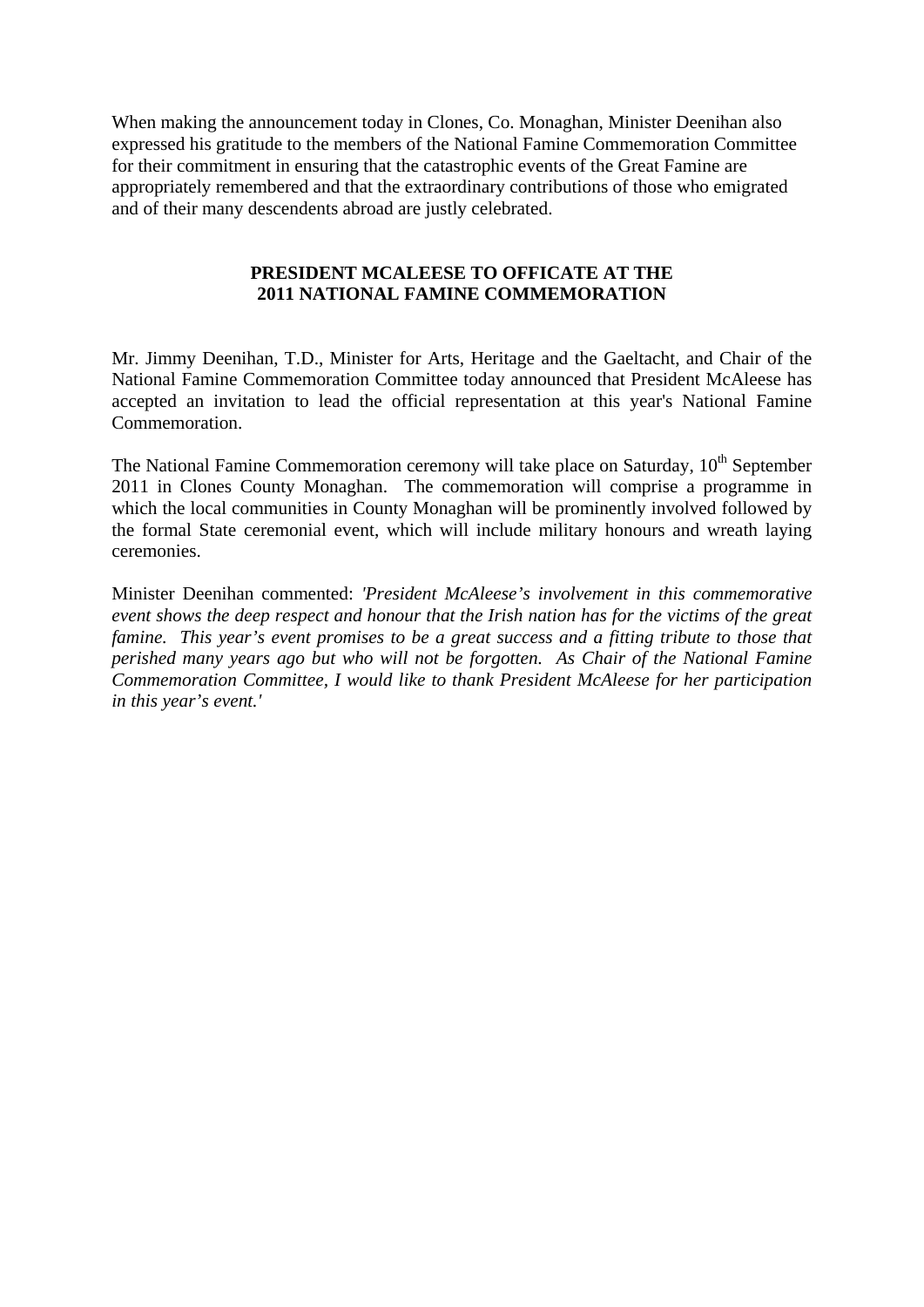When making the announcement today in Clones, Co. Monaghan, Minister Deenihan also expressed his gratitude to the members of the National Famine Commemoration Committee for their commitment in ensuring that the catastrophic events of the Great Famine are appropriately remembered and that the extraordinary contributions of those who emigrated and of their many descendents abroad are justly celebrated.

**PRESIDENT MCALEESE TO OFFICATE AT THE 2011 NATIONAL FAMINE COMMEMORATION**

Mr. Jimmy Deenihan, T.D., Minister for Arts, Heritage and the Gaeltacht, and Chair of the National Famine Commemoration Committee today announced that President McAleese has accepted an invitation to lead the official representation at this year's National Famine Commemoration.

The National Famine Commemoration ceremony will take place on Saturday, 10th September 2011 in Clones County Monaghan. The commemoration will comprise a programme in which the local communities in County Monaghan will be prominently involved followed by the formal State ceremonial event, which will include military honours and wreath laying ceremonies.

Minister Deenihan commented: *'President McAleese's involvement in this commemorative event shows the deep respect and honour that the Irish nation has for the victims of the great famine. This year's event promises to be a great success and a fitting tribute to those that perished many years ago but who will not be forgotten. As Chair of the National Famine Commemoration Committee, I would like to thank President McAleese for her participation in this year's event.'*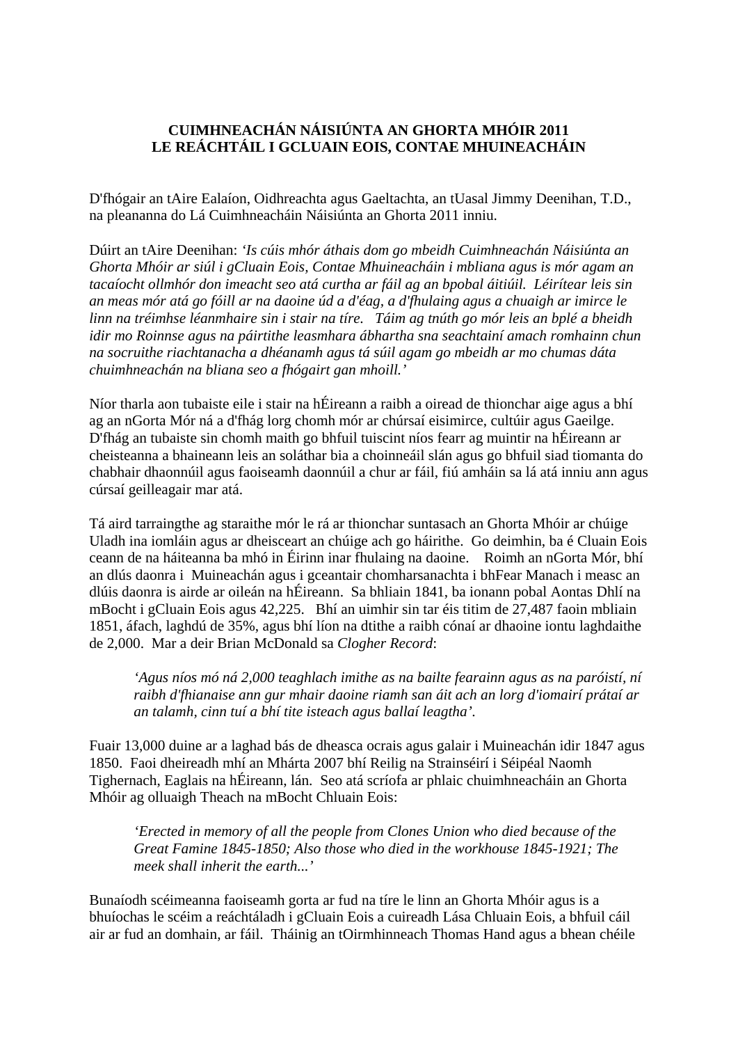**CUIMHNEACHÁN NÁISIÚNTA AN GHORTA MHÓIR 2011**
**LE REÁCHTÁIL I GCLUAIN EOIS, CONTAE MHUINEACHÁIN**

D'fhógair an tAire Ealaíon, Oidhreachta agus Gaeltachta, an tUasal Jimmy Deenihan, T.D., na pleananna do Lá Cuimhneacháin Náisiúnta an Ghorta 2011 inniu.

Dúirt an tAire Deenihan: *'Is cúis mhór áthais dom go mbeidh Cuimhneachán Náisiúnta an Ghorta Mhóir ar siúl i gCluain Eois, Contae Mhuineacháin i mbliana agus is mór agam an tacaíocht ollmhór don imeacht seo atá curtha ar fáil ag an bpobal áitiúil. Léirítear leis sin an meas mór atá go fóill ar na daoine úd a d'éag, a d'fhulaing agus a chuaigh ar imirce le linn na tréimhse léanmhaire sin i stair na tíre. Táim ag tnúth go mór leis an bplé a bheidh idir mo Roinnse agus na páirtithe leasmhara ábhartha sna seachtainí amach romhainn chun na socruithe riachtanacha a dhéanamh agus tá súil agam go mbeidh ar mo chumas dáta chuimhneachán na bliana seo a fhógairt gan mhoill.'*

Níor tharla aon tubaiste eile i stair na hÉireann a raibh a oiread de thionchar aige agus a bhí ag an nGorta Mór ná a d'fhág lorg chomh mór ar chúrsaí eisimirce, cultúir agus Gaeilge. D'fhág an tubaiste sin chomh maith go bhfuil tuiscint níos fearr ag muintir na hÉireann ar cheisteanna a bhaineann leis an soláthar bia a choinneáil slán agus go bhfuil siad tiomanta do chabhair dhaonnúil agus faoiseamh daonnúil a chur ar fáil, fiú amháin sa lá atá inniu ann agus cúrsaí geilleagair mar atá.

Tá aird tarraingthe ag staraithe mór le rá ar thionchar suntasach an Ghorta Mhóir ar chúige Uladh ina iomláin agus ar dheisceart an chúige ach go háirithe. Go deimhin, ba é Cluain Eois ceann de na háiteanna ba mhó in Éirinn inar fhulaing na daoine. Roimh an nGorta Mór, bhí an dlús daonra i Muineachán agus i gceantair chomharsanachta i bhFear Manach i measc an dlúis daonra is airde ar oileán na hÉireann. Sa bhliain 1841, ba ionann pobal Aontas Dhlí na mBocht i gCluain Eois agus 42,225. Bhí an uimhir sin tar éis titim de 27,487 faoin mbliain 1851, áfach, laghdú de 35%, agus bhí líon na dtithe a raibh cónaí ar dhaoine iontu laghdaithe de 2,000. Mar a deir Brian McDonald sa *Clogher Record*:

> *'Agus níos mó ná 2,000 teaghlach imithe as na bailte fearainn agus as na paróistí, ní raibh d'fhianaise ann gur mhair daoine riamh san áit ach an lorg d'iomairí prátaí ar an talamh, cinn tuí a bhí tite isteach agus ballaí leagtha'.*

Fuair 13,000 duine ar a laghad bás de dheasca ocrais agus galair i Muineachán idir 1847 agus 1850. Faoi dheireadh mhí an Mhárta 2007 bhí Reilig na Strainséirí i Séipéal Naomh Tighernach, Eaglais na hÉireann, lán. Seo atá scríofa ar phlaic chuimhneacháin an Ghorta Mhóir ag olluaigh Theach na mBocht Chluain Eois:

> *'Erected in memory of all the people from Clones Union who died because of the Great Famine 1845-1850; Also those who died in the workhouse 1845-1921; The meek shall inherit the earth...'*

Bunaíodh scéimeanna faoiseamh gorta ar fud na tíre le linn an Ghorta Mhóir agus is a bhuíochas le scéim a reáchtáladh i gCluain Eois a cuireadh Lása Chluain Eois, a bhfuil cáil air ar fud an domhain, ar fáil. Tháinig an tOirmhinneach Thomas Hand agus a bhean chéile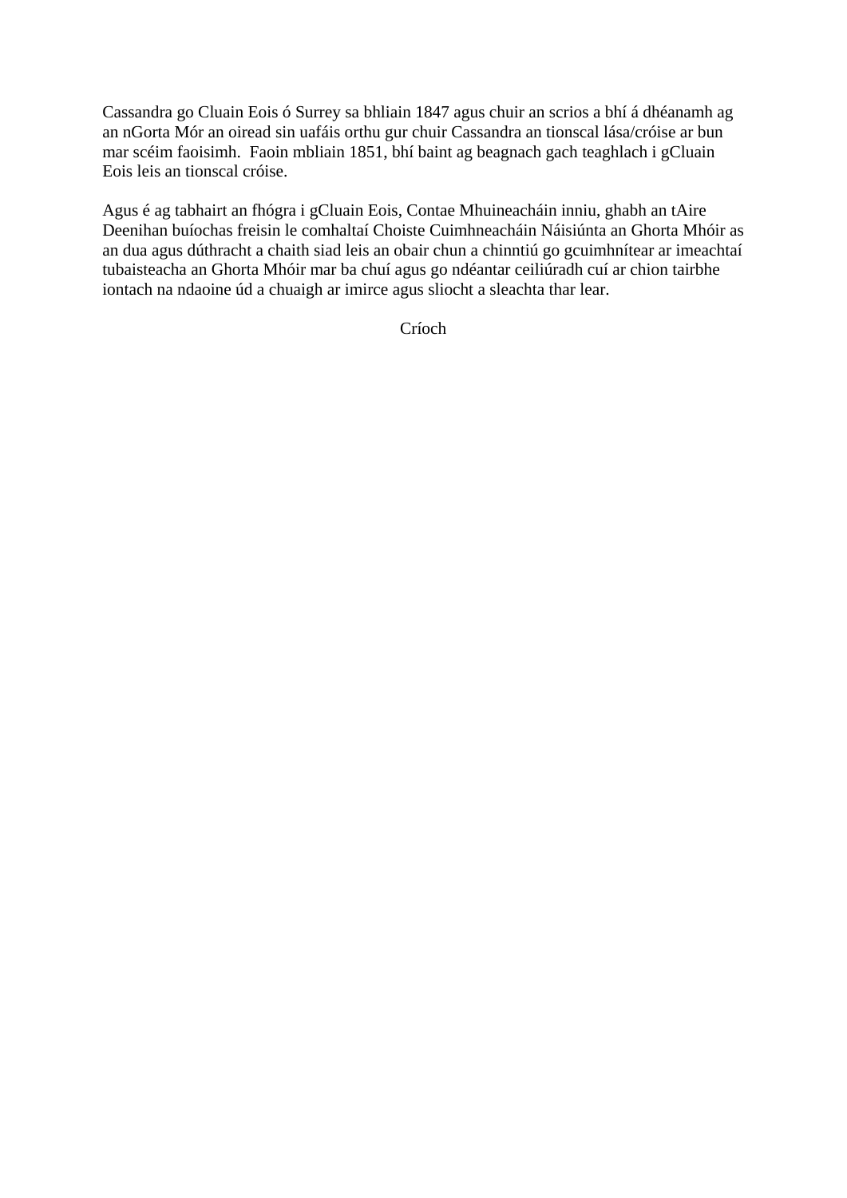Cassandra go Cluain Eois ó Surrey sa bhliain 1847 agus chuir an scrios a bhí á dhéanamh ag an nGorta Mór an oiread sin uafáis orthu gur chuir Cassandra an tionscal lása/cróise ar bun mar scéim faoisimh.  Faoin mbliain 1851, bhí baint ag beagnach gach teaghlach i gCluain Eois leis an tionscal cróise.

Agus é ag tabhairt an fhógra i gCluain Eois, Contae Mhuineacháin inniu, ghabh an tAire Deenihan buíochas freisin le comhaltaí Choiste Cuimhneacháin Náisiúnta an Ghorta Mhóir as an dua agus dúthracht a chaith siad leis an obair chun a chinntiú go gcuimhnítear ar imeachtaí tubaisteacha an Ghorta Mhóir mar ba chuí agus go ndéantar ceiliúradh cuí ar chion tairbhe iontach na ndaoine úd a chuaigh ar imirce agus sliocht a sleachta thar lear.

Críoch